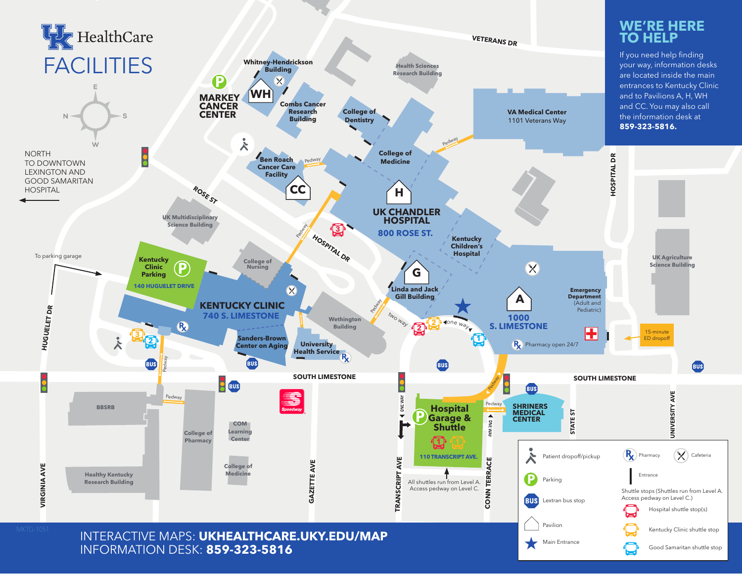# UK HealthCare FACILITIES

## WE'RE HERE TO HELP

If you need help finding your way, information desks are located inside the main entrances to Kentucky Clinic and to Pavilions A, H, WH and CC. You may also call the information desk at **859-323-5816.**

NORTH TO DOWNTOWN LEXINGTON AND GOOD SAMARITAN HOSPITAL

To parking garage

- MARKEY CANCER CENTER
- Whitney-Hendrickson Building (WH)
- Combs Cancer Research Building
- College of Dentistry
- Health Sciences Research Building
- VA Medical Center, 1101 Veterans Way
- Ben Roach Cancer Care Facility (CC)
- College of Medicine
- UK CHANDLER HOSPITAL, 800 ROSE ST. (H)
- Kentucky Children's Hospital
- UK Multidisciplinary Science Building
- Kentucky Clinic Parking, 140 HUGUELET DRIVE
- College of Nursing
- KENTUCKY CLINIC, 740 S. LIMESTONE
- Linda and Jack Gill Building (G)
- 1000 S. LIMESTONE (A)
- Emergency Department (Adult and Pediatric)
- 15-minute ED dropoff
- Pharmacy open 24/7
- UK Agriculture Science Building
- Wethington Building
- Sanders-Brown Center on Aging
- University Health Service
- BBSRB
- College of Pharmacy
- COM Learning Center
- College of Medicine
- Healthy Kentucky Research Building
- Hospital Garage & Shuttle, 110 TRANSCRIPT AVE.
- SHRINERS MEDICAL CENTER

Streets: Veterans Dr, Rose St, Hospital Dr, Huguelet Dr, South Limestone, Virginia Ave, Gazette Ave, Transcript Ave, Conn Terrace, State St, University Ave

All shuttles run from Level A. Access pedway on Level C.

### Legend

- Patient dropoff/pickup
- Parking
- Lextran bus stop
- Pavilion
- Main Entrance
- Pharmacy
- Cafeteria
- Entrance
- Shuttle stops (Shuttles run from Level A. Access pedway on Level C.)
  - Hospital shuttle stop(s)
  - Kentucky Clinic shuttle stop
  - Good Samaritan shuttle stop

INTERACTIVE MAPS: **UKHEALTHCARE.UKY.EDU/MAP**
INFORMATION DESK: **859-323-5816**

MKTG-1051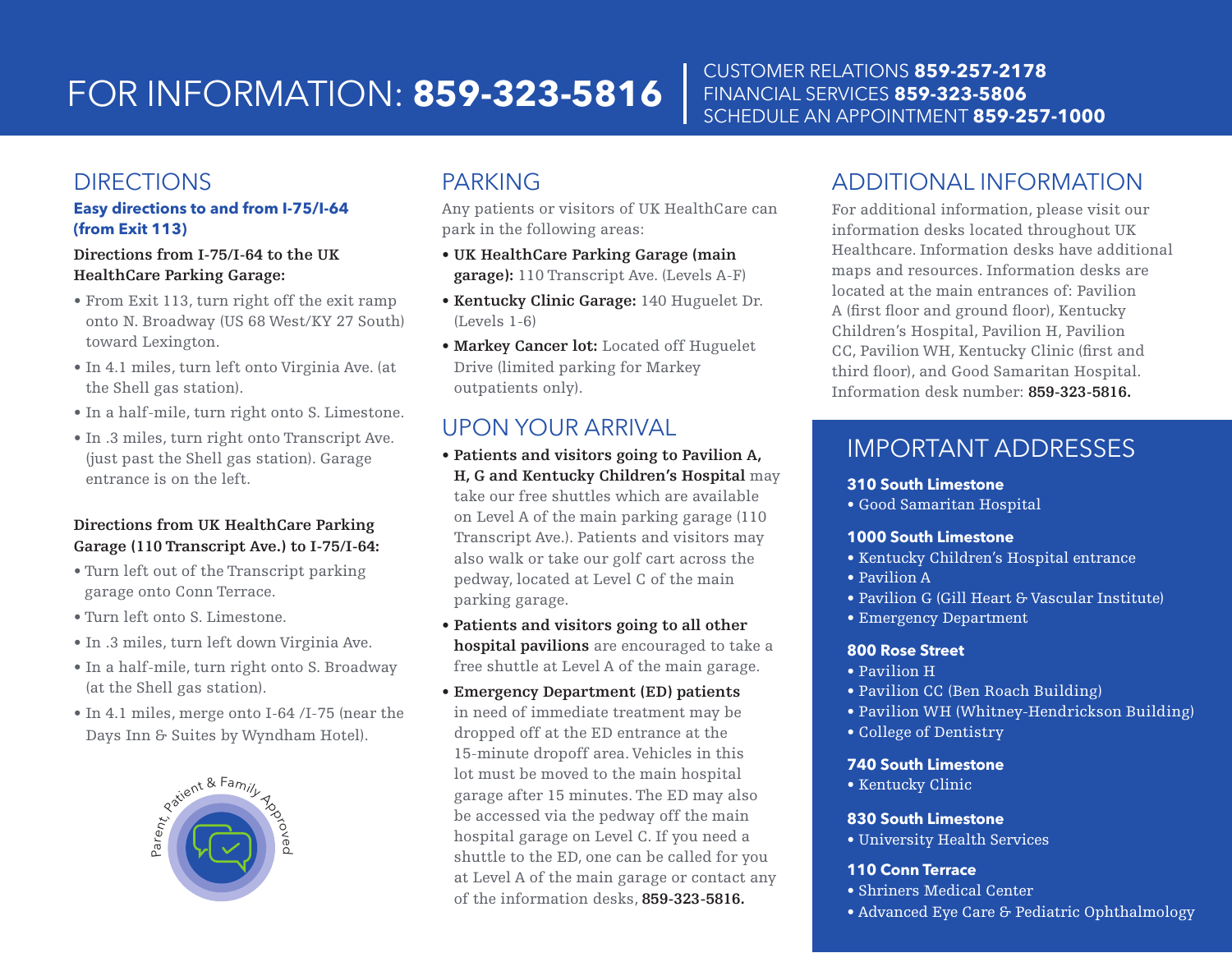# FOR INFORMATION: **859-323-5816**

CUSTOMER RELATIONS **859-257-2178**
FINANCIAL SERVICES **859-323-5806**
SCHEDULE AN APPOINTMENT **859-257-1000**

## DIRECTIONS

**Easy directions to and from I-75/I-64 (from Exit 113)**

**Directions from I-75/I-64 to the UK HealthCare Parking Garage:**

- From Exit 113, turn right off the exit ramp onto N. Broadway (US 68 West/KY 27 South) toward Lexington.
- In 4.1 miles, turn left onto Virginia Ave. (at the Shell gas station).
- In a half-mile, turn right onto S. Limestone.
- In .3 miles, turn right onto Transcript Ave. (just past the Shell gas station). Garage entrance is on the left.

**Directions from UK HealthCare Parking Garage (110 Transcript Ave.) to I-75/I-64:**

- Turn left out of the Transcript parking garage onto Conn Terrace.
- Turn left onto S. Limestone.
- In .3 miles, turn left down Virginia Ave.
- In a half-mile, turn right onto S. Broadway (at the Shell gas station).
- In 4.1 miles, merge onto I-64 /I-75 (near the Days Inn & Suites by Wyndham Hotel).

Parent, Patient & Family Approved

## PARKING

Any patients or visitors of UK HealthCare can park in the following areas:

- **UK HealthCare Parking Garage (main garage):** 110 Transcript Ave. (Levels A-F)
- **Kentucky Clinic Garage:** 140 Huguelet Dr. (Levels 1-6)
- **Markey Cancer lot:** Located off Huguelet Drive (limited parking for Markey outpatients only).

## UPON YOUR ARRIVAL

- **Patients and visitors going to Pavilion A, H, G and Kentucky Children's Hospital** may take our free shuttles which are available on Level A of the main parking garage (110 Transcript Ave.). Patients and visitors may also walk or take our golf cart across the pedway, located at Level C of the main parking garage.
- **Patients and visitors going to all other hospital pavilions** are encouraged to take a free shuttle at Level A of the main garage.
- **Emergency Department (ED) patients** in need of immediate treatment may be dropped off at the ED entrance at the 15-minute dropoff area. Vehicles in this lot must be moved to the main hospital garage after 15 minutes. The ED may also be accessed via the pedway off the main hospital garage on Level C. If you need a shuttle to the ED, one can be called for you at Level A of the main garage or contact any of the information desks, **859-323-5816.**

## ADDITIONAL INFORMATION

For additional information, please visit our information desks located throughout UK Healthcare. Information desks have additional maps and resources. Information desks are located at the main entrances of: Pavilion A (first floor and ground floor), Kentucky Children's Hospital, Pavilion H, Pavilion CC, Pavilion WH, Kentucky Clinic (first and third floor), and Good Samaritan Hospital. Information desk number: **859-323-5816.**

## IMPORTANT ADDRESSES

**310 South Limestone**
- Good Samaritan Hospital

**1000 South Limestone**
- Kentucky Children's Hospital entrance
- Pavilion A
- Pavilion G (Gill Heart & Vascular Institute)
- Emergency Department

**800 Rose Street**
- Pavilion H
- Pavilion CC (Ben Roach Building)
- Pavilion WH (Whitney-Hendrickson Building)
- College of Dentistry

**740 South Limestone**
- Kentucky Clinic

**830 South Limestone**
- University Health Services

**110 Conn Terrace**
- Shriners Medical Center
- Advanced Eye Care & Pediatric Ophthalmology